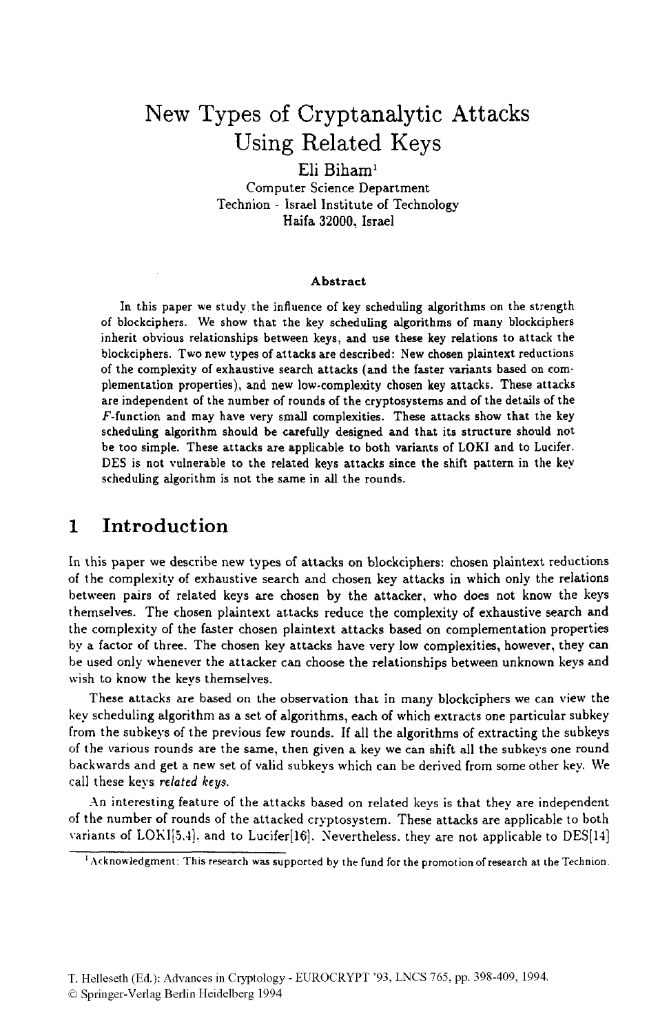# New Types of Cryptanalytic Attacks Using Related Keys

Eli Biham[1]

Computer Science Department
Technion - Israel Institute of Technology
Haifa 32000, Israel

### Abstract

In this paper we study the influence of key scheduling algorithms on the strength of blockciphers. We show that the key scheduling algorithms of many blockciphers inherit obvious relationships between keys, and use these key relations to attack the blockciphers. Two new types of attacks are described: New chosen plaintext reductions of the complexity of exhaustive search attacks (and the faster variants based on complementation properties), and new low-complexity chosen key attacks. These attacks are independent of the number of rounds of the cryptosystems and of the details of the $F$-function and may have very small complexities. These attacks show that the key scheduling algorithm should be carefully designed and that its structure should not be too simple. These attacks are applicable to both variants of LOKI and to Lucifer. DES is not vulnerable to the related keys attacks since the shift pattern in the key scheduling algorithm is not the same in all the rounds.

## 1 Introduction

In this paper we describe new types of attacks on blockciphers: chosen plaintext reductions of the complexity of exhaustive search and chosen key attacks in which only the relations between pairs of related keys are chosen by the attacker, who does not know the keys themselves. The chosen plaintext attacks reduce the complexity of exhaustive search and the complexity of the faster chosen plaintext attacks based on complementation properties by a factor of three. The chosen key attacks have very low complexities, however, they can be used only whenever the attacker can choose the relationships between unknown keys and wish to know the keys themselves.

These attacks are based on the observation that in many blockciphers we can view the key scheduling algorithm as a set of algorithms, each of which extracts one particular subkey from the subkeys of the previous few rounds. If all the algorithms of extracting the subkeys of the various rounds are the same, then given a key we can shift all the subkeys one round backwards and get a new set of valid subkeys which can be derived from some other key. We call these keys *related keys.*

An interesting feature of the attacks based on related keys is that they are independent of the number of rounds of the attacked cryptosystem. These attacks are applicable to both variants of LOKI[5,4], and to Lucifer[16]. Nevertheless, they are not applicable to DES[14]

[1] Acknowledgment: This research was supported by the fund for the promotion of research at the Technion.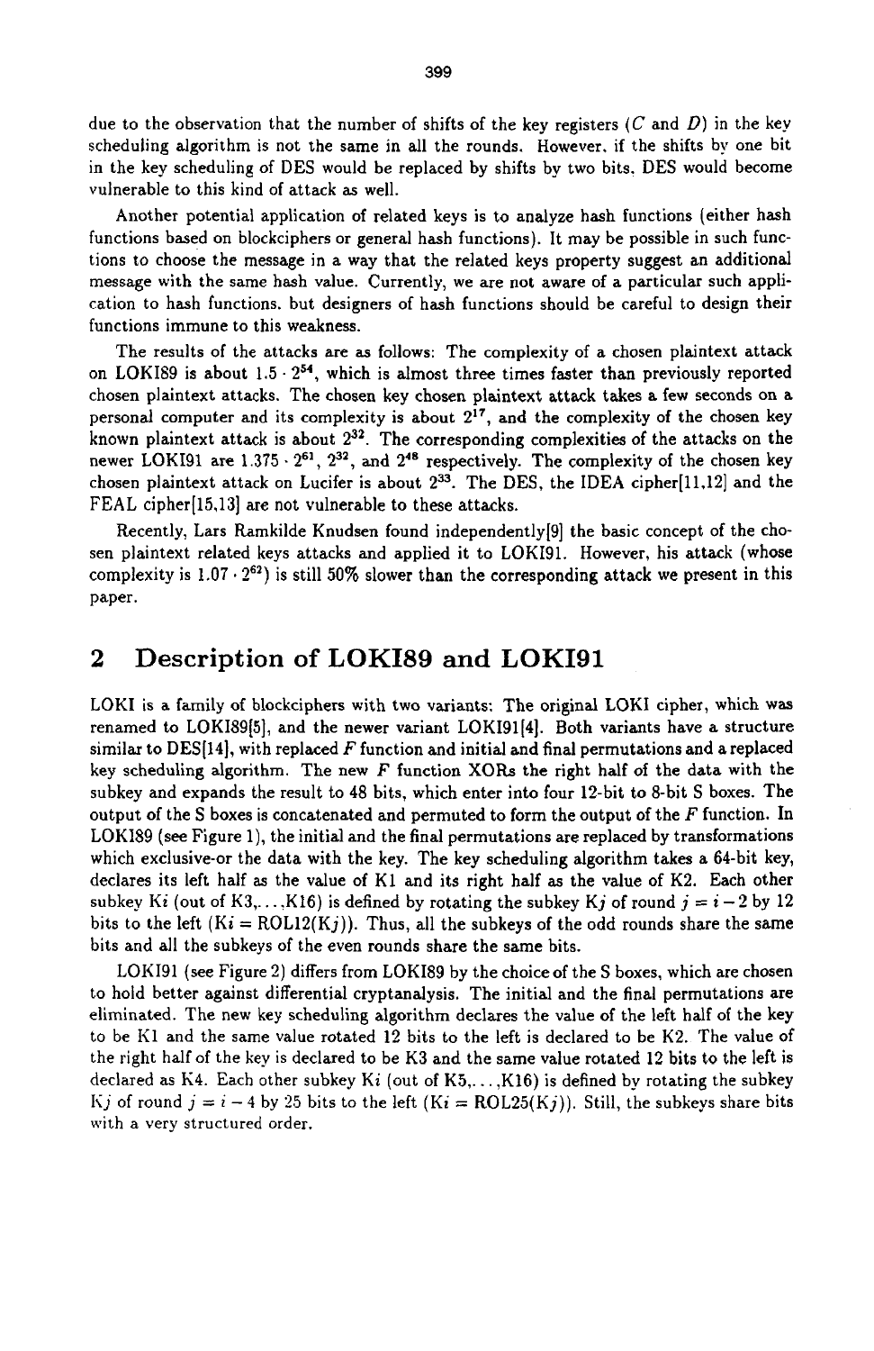due to the observation that the number of shifts of the key registers ($C$ and $D$) in the key scheduling algorithm is not the same in all the rounds. However, if the shifts by one bit in the key scheduling of DES would be replaced by shifts by two bits, DES would become vulnerable to this kind of attack as well.

Another potential application of related keys is to analyze hash functions (either hash functions based on blockciphers or general hash functions). It may be possible in such functions to choose the message in a way that the related keys property suggest an additional message with the same hash value. Currently, we are not aware of a particular such application to hash functions, but designers of hash functions should be careful to design their functions immune to this weakness.

The results of the attacks are as follows: The complexity of a chosen plaintext attack on LOKI89 is about $1.5 \cdot 2^{54}$, which is almost three times faster than previously reported chosen plaintext attacks. The chosen key chosen plaintext attack takes a few seconds on a personal computer and its complexity is about $2^{17}$, and the complexity of the chosen key known plaintext attack is about $2^{32}$. The corresponding complexities of the attacks on the newer LOKI91 are $1.375 \cdot 2^{61}$, $2^{32}$, and $2^{48}$ respectively. The complexity of the chosen key chosen plaintext attack on Lucifer is about $2^{33}$. The DES, the IDEA cipher[11,12] and the FEAL cipher[15,13] are not vulnerable to these attacks.

Recently, Lars Ramkilde Knudsen found independently[9] the basic concept of the chosen plaintext related keys attacks and applied it to LOKI91. However, his attack (whose complexity is $1.07 \cdot 2^{62}$) is still 50% slower than the corresponding attack we present in this paper.

## 2 Description of LOKI89 and LOKI91

LOKI is a family of blockciphers with two variants: The original LOKI cipher, which was renamed to LOKI89[5], and the newer variant LOKI91[4]. Both variants have a structure similar to DES[14], with replaced $F$ function and initial and final permutations and a replaced key scheduling algorithm. The new $F$ function XORs the right half of the data with the subkey and expands the result to 48 bits, which enter into four 12-bit to 8-bit S boxes. The output of the S boxes is concatenated and permuted to form the output of the $F$ function. In LOKI89 (see Figure 1), the initial and the final permutations are replaced by transformations which exclusive-or the data with the key. The key scheduling algorithm takes a 64-bit key, declares its left half as the value of K1 and its right half as the value of K2. Each other subkey $Ki$ (out of K3,...,K16) is defined by rotating the subkey $Kj$ of round $j = i - 2$ by 12 bits to the left ($Ki = \text{ROL12}(Kj)$). Thus, all the subkeys of the odd rounds share the same bits and all the subkeys of the even rounds share the same bits.

LOKI91 (see Figure 2) differs from LOKI89 by the choice of the S boxes, which are chosen to hold better against differential cryptanalysis. The initial and the final permutations are eliminated. The new key scheduling algorithm declares the value of the left half of the key to be K1 and the same value rotated 12 bits to the left is declared to be K2. The value of the right half of the key is declared to be K3 and the same value rotated 12 bits to the left is declared as K4. Each other subkey $Ki$ (out of K5,...,K16) is defined by rotating the subkey $Kj$ of round $j = i - 4$ by 25 bits to the left ($Ki = \text{ROL25}(Kj)$). Still, the subkeys share bits with a very structured order.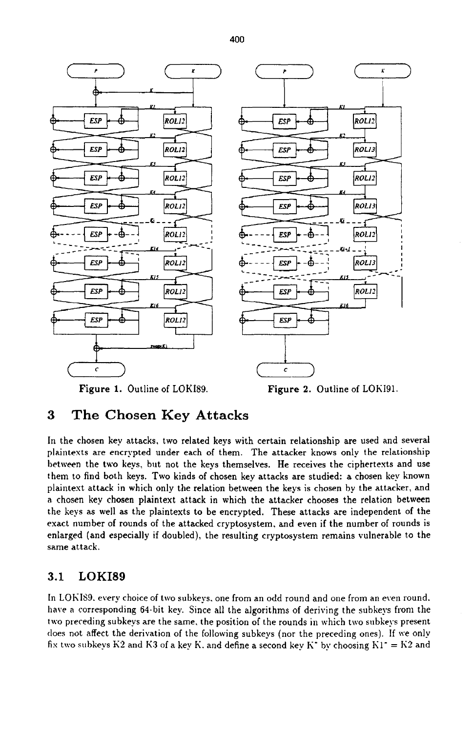Figure 1. Outline of LOKI89.

Figure 2. Outline of LOKI91.

## 3 The Chosen Key Attacks

In the chosen key attacks, two related keys with certain relationship are used and several plaintexts are encrypted under each of them. The attacker knows only the relationship between the two keys, but not the keys themselves. He receives the ciphertexts and use them to find both keys. Two kinds of chosen key attacks are studied: a chosen key known plaintext attack in which only the relation between the keys is chosen by the attacker, and a chosen key chosen plaintext attack in which the attacker chooses the relation between the keys as well as the plaintexts to be encrypted. These attacks are independent of the exact number of rounds of the attacked cryptosystem, and even if the number of rounds is enlarged (and especially if doubled), the resulting cryptosystem remains vulnerable to the same attack.

### 3.1 LOKI89

In LOKI89, every choice of two subkeys, one from an odd round and one from an even round, have a corresponding 64-bit key. Since all the algorithms of deriving the subkeys from the two preceding subkeys are the same, the position of the rounds in which two subkeys present does not affect the derivation of the following subkeys (nor the preceding ones). If we only fix two subkeys $K2$ and $K3$ of a key $K$, and define a second key $K^*$ by choosing $K1^* = K2$ and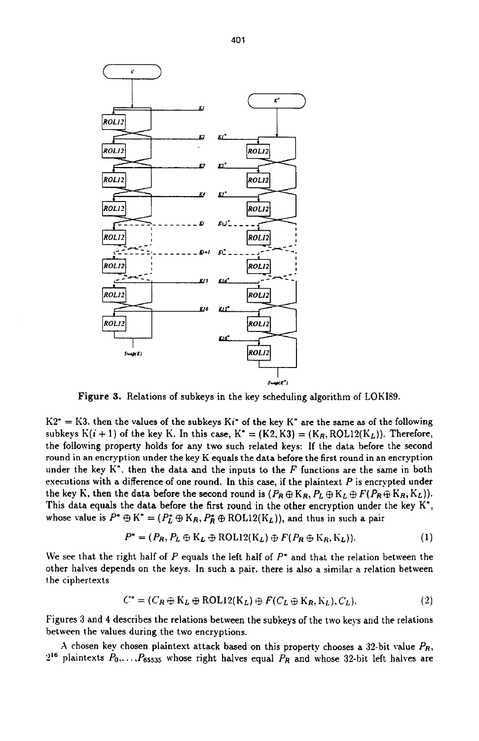Figure 3. Relations of subkeys in the key scheduling algorithm of LOKI89.

$K2^* = K3$, then the values of the subkeys $Ki^*$ of the key $K^*$ are the same as of the following subkeys $K(i+1)$ of the key K. In this case, $K^* = (K2, K3) = (K_R, \text{ROL12}(K_L))$. Therefore, the following property holds for any two such related keys: If the data before the second round in an encryption under the key K equals the data before the first round in an encryption under the key $K^*$, then the data and the inputs to the $F$ functions are the same in both executions with a difference of one round. In this case, if the plaintext $P$ is encrypted under the key K, then the data before the second round is $(P_R \oplus K_R, P_L \oplus K_L \oplus F(P_R \oplus K_R, K_L))$. This data equals the data before the first round in the other encryption under the key $K^*$, whose value is $P^* \oplus K^* = (P_L^* \oplus K_R, P_R^* \oplus \text{ROL12}(K_L))$, and thus in such a pair

$$P^* = (P_R, P_L \oplus K_L \oplus \text{ROL12}(K_L) \oplus F(P_R \oplus K_R, K_L)). \tag{1}$$

We see that the right half of $P$ equals the left half of $P^*$ and that the relation between the other halves depends on the keys. In such a pair, there is also a similar a relation between the ciphertexts

$$C^* = (C_R \oplus K_L \oplus \text{ROL12}(K_L) \oplus F(C_L \oplus K_R, K_L), C_L). \tag{2}$$

Figures 3 and 4 describes the relations between the subkeys of the two keys and the relations between the values during the two encryptions.

A chosen key chosen plaintext attack based on this property chooses a 32-bit value $P_R$, $2^{16}$ plaintexts $P_0, \ldots, P_{65535}$ whose right halves equal $P_R$ and whose 32-bit left halves are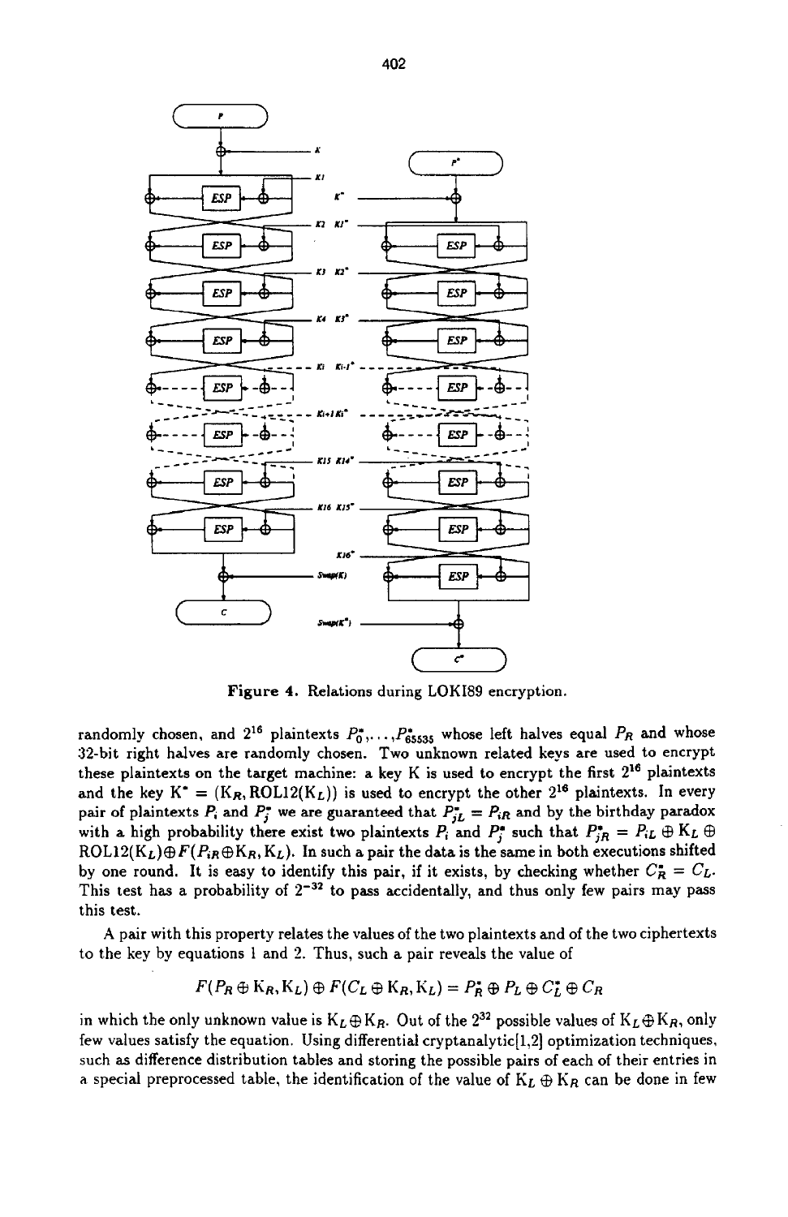Figure 4. Relations during LOKI89 encryption.

randomly chosen, and $2^{16}$ plaintexts $P_0^*, \ldots, P_{65535}^*$ whose left halves equal $P_R$ and whose 32-bit right halves are randomly chosen. Two unknown related keys are used to encrypt these plaintexts on the target machine: a key K is used to encrypt the first $2^{16}$ plaintexts and the key $K^* = (K_R, \text{ROL12}(K_L))$ is used to encrypt the other $2^{16}$ plaintexts. In every pair of plaintexts $P_i$ and $P_j^*$ we are guaranteed that $P_{jL}^* = P_{iR}$ and by the birthday paradox with a high probability there exist two plaintexts $P_i$ and $P_j^*$ such that $P_{jR}^* = P_{iL} \oplus K_L \oplus \text{ROL12}(K_L) \oplus F(P_{iR} \oplus K_R, K_L)$. In such a pair the data is the same in both executions shifted by one round. It is easy to identify this pair, if it exists, by checking whether $C_R^* = C_L$. This test has a probability of $2^{-32}$ to pass accidentally, and thus only few pairs may pass this test.

A pair with this property relates the values of the two plaintexts and of the two ciphertexts to the key by equations 1 and 2. Thus, such a pair reveals the value of

$$F(P_R \oplus K_R, K_L) \oplus F(C_L \oplus K_R, K_L) = P_R^* \oplus P_L \oplus C_L^* \oplus C_R$$

in which the only unknown value is $K_L \oplus K_R$. Out of the $2^{32}$ possible values of $K_L \oplus K_R$, only few values satisfy the equation. Using differential cryptanalytic[1,2] optimization techniques, such as difference distribution tables and storing the possible pairs of each of their entries in a special preprocessed table, the identification of the value of $K_L \oplus K_R$ can be done in few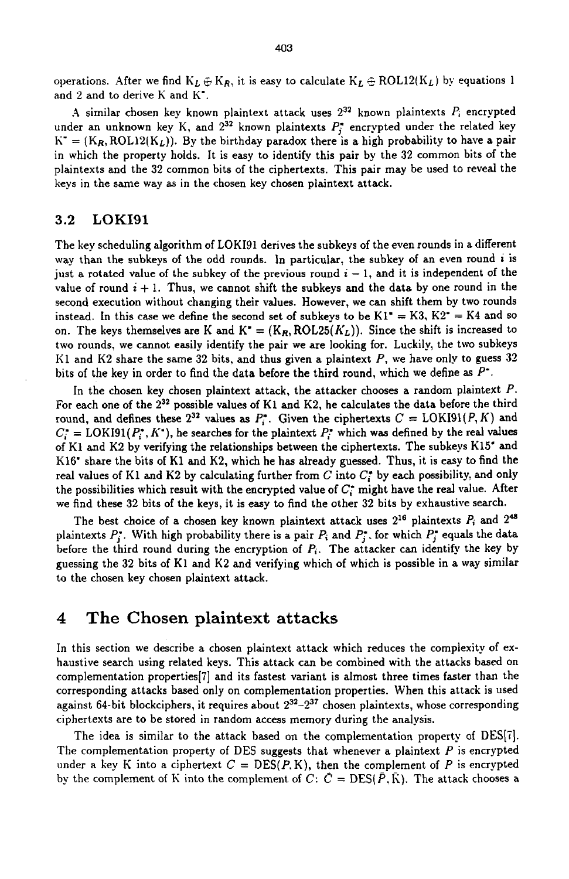operations. After we find $K_L \oplus K_R$, it is easy to calculate $K_L \oplus ROL12(K_L)$ by equations 1 and 2 and to derive K and $K^*$.

A similar chosen key known plaintext attack uses $2^{32}$ known plaintexts $P_i$ encrypted under an unknown key K, and $2^{32}$ known plaintexts $P_j^*$ encrypted under the related key $K^* = (K_R, ROL12(K_L))$. By the birthday paradox there is a high probability to have a pair in which the property holds. It is easy to identify this pair by the 32 common bits of the plaintexts and the 32 common bits of the ciphertexts. This pair may be used to reveal the keys in the same way as in the chosen key chosen plaintext attack.

### 3.2 LOKI91

The key scheduling algorithm of LOKI91 derives the subkeys of the even rounds in a different way than the subkeys of the odd rounds. In particular, the subkey of an even round $i$ is just a rotated value of the subkey of the previous round $i-1$, and it is independent of the value of round $i+1$. Thus, we cannot shift the subkeys and the data by one round in the second execution without changing their values. However, we can shift them by two rounds instead. In this case we define the second set of subkeys to be $K1^* = K3$, $K2^* = K4$ and so on. The keys themselves are K and $K^* = (K_R, ROL25(K_L))$. Since the shift is increased to two rounds, we cannot easily identify the pair we are looking for. Luckily, the two subkeys K1 and K2 share the same 32 bits, and thus given a plaintext $P$, we have only to guess 32 bits of the key in order to find the data before the third round, which we define as $P^*$.

In the chosen key chosen plaintext attack, the attacker chooses a random plaintext $P$. For each one of the $2^{32}$ possible values of K1 and K2, he calculates the data before the third round, and defines these $2^{32}$ values as $P_i^*$. Given the ciphertexts $C = LOKI91(P, K)$ and $C_i^* = LOKI91(P_i^*, K^*)$, he searches for the plaintext $P_i^*$ which was defined by the real values of K1 and K2 by verifying the relationships between the ciphertexts. The subkeys $K15^*$ and $K16^*$ share the bits of K1 and K2, which he has already guessed. Thus, it is easy to find the real values of K1 and K2 by calculating further from $C$ into $C_i^*$ by each possibility, and only the possibilities which result with the encrypted value of $C_i^*$ might have the real value. After we find these 32 bits of the keys, it is easy to find the other 32 bits by exhaustive search.

The best choice of a chosen key known plaintext attack uses $2^{16}$ plaintexts $P_i$ and $2^{48}$ plaintexts $P_j^*$. With high probability there is a pair $P_i$ and $P_j^*$, for which $P_j^*$ equals the data before the third round during the encryption of $P_i$. The attacker can identify the key by guessing the 32 bits of K1 and K2 and verifying which of which is possible in a way similar to the chosen key chosen plaintext attack.

## 4 The Chosen plaintext attacks

In this section we describe a chosen plaintext attack which reduces the complexity of exhaustive search using related keys. This attack can be combined with the attacks based on complementation properties[7] and its fastest variant is almost three times faster than the corresponding attacks based only on complementation properties. When this attack is used against 64-bit blockciphers, it requires about $2^{32}$–$2^{37}$ chosen plaintexts, whose corresponding ciphertexts are to be stored in random access memory during the analysis.

The idea is similar to the attack based on the complementation property of DES[7]. The complementation property of DES suggests that whenever a plaintext $P$ is encrypted under a key K into a ciphertext $C = DES(P, K)$, then the complement of $P$ is encrypted by the complement of K into the complement of $C$: $\bar{C} = DES(\bar{P}, \bar{K})$. The attack chooses a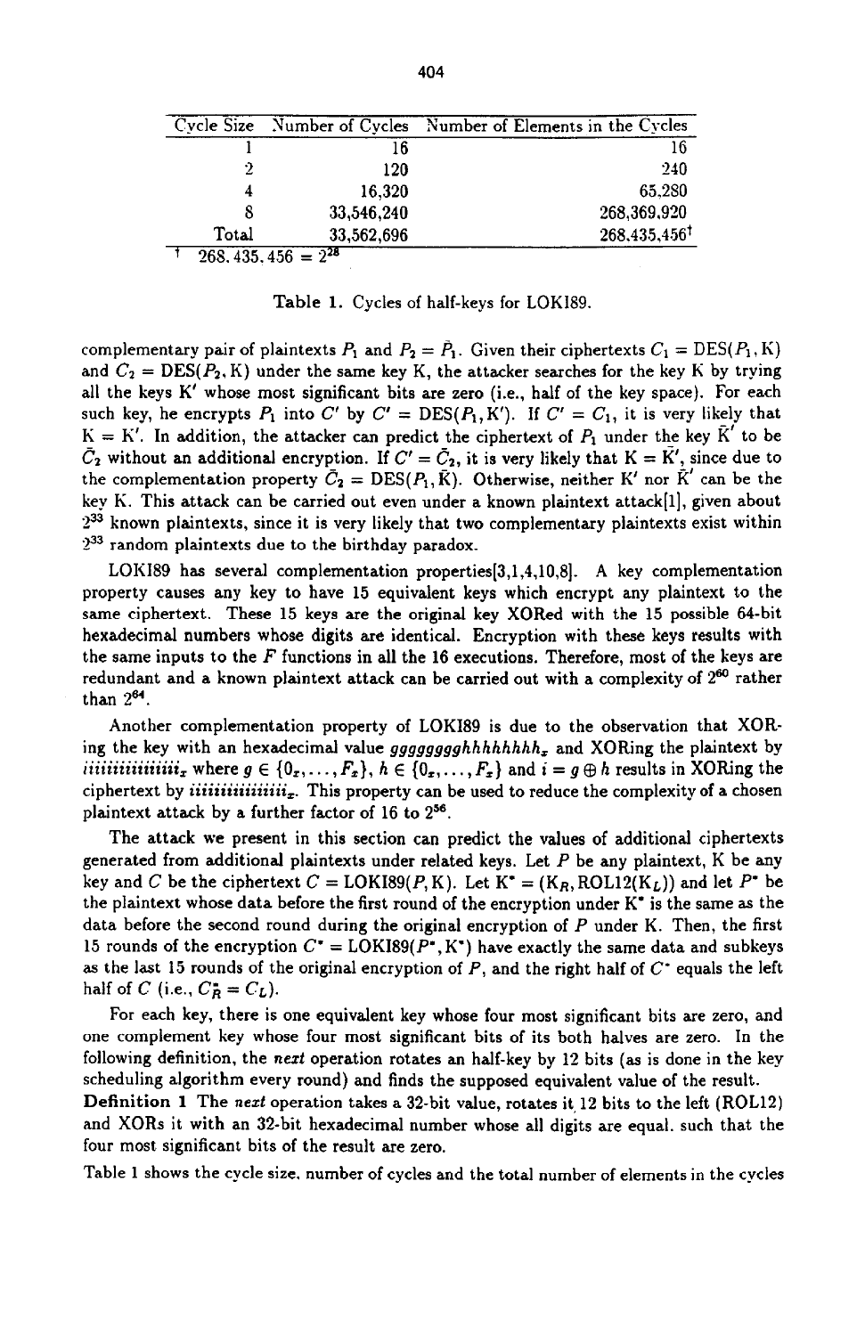| Cycle Size | Number of Cycles | Number of Elements in the Cycles |
|---|---|---|
| 1 | 16 | 16 |
| 2 | 120 | 240 |
| 4 | 16,320 | 65,280 |
| 8 | 33,546,240 | 268,369,920 |
| Total | 33,562,696 | 268,435,456[†] |

[†] $268,435,456 = 2^{28}$

Table 1. Cycles of half-keys for LOKI89.

complementary pair of plaintexts $P_1$ and $P_2 = \bar{P}_1$. Given their ciphertexts $C_1 = \mathrm{DES}(P_1, \mathrm{K})$ and $C_2 = \mathrm{DES}(P_2, \mathrm{K})$ under the same key K, the attacker searches for the key K by trying all the keys K′ whose most significant bits are zero (i.e., half of the key space). For each such key, he encrypts $P_1$ into $C'$ by $C' = \mathrm{DES}(P_1, \mathrm{K}')$. If $C' = C_1$, it is very likely that $\mathrm{K} = \mathrm{K}'$. In addition, the attacker can predict the ciphertext of $P_1$ under the key $\bar{\mathrm{K}}'$ to be $\bar{C}_2$ without an additional encryption. If $C' = \bar{C}_2$, it is very likely that $\mathrm{K} = \bar{\mathrm{K}}'$, since due to the complementation property $\bar{C}_2 = \mathrm{DES}(P_1, \bar{\mathrm{K}})$. Otherwise, neither K′ nor $\bar{\mathrm{K}}'$ can be the key K. This attack can be carried out even under a known plaintext attack[1], given about $2^{33}$ known plaintexts, since it is very likely that two complementary plaintexts exist within $2^{33}$ random plaintexts due to the birthday paradox.

LOKI89 has several complementation properties[3,1,4,10,8]. A key complementation property causes any key to have 15 equivalent keys which encrypt any plaintext to the same ciphertext. These 15 keys are the original key XORed with the 15 possible 64-bit hexadecimal numbers whose digits are identical. Encryption with these keys results with the same inputs to the $F$ functions in all the 16 executions. Therefore, most of the keys are redundant and a known plaintext attack can be carried out with a complexity of $2^{60}$ rather than $2^{64}$.

Another complementation property of LOKI89 is due to the observation that XORing the key with an hexadecimal value $gggggggghhhhhhhh_x$ and XORing the plaintext by $iiiiiiiiiiiiiiii_x$ where $g \in \{0_x, \ldots, F_x\}$, $h \in \{0_x, \ldots, F_x\}$ and $i = g \oplus h$ results in XORing the ciphertext by $iiiiiiiiiiiiiiii_x$. This property can be used to reduce the complexity of a chosen plaintext attack by a further factor of 16 to $2^{56}$.

The attack we present in this section can predict the values of additional ciphertexts generated from additional plaintexts under related keys. Let $P$ be any plaintext, K be any key and $C$ be the ciphertext $C = \mathrm{LOKI89}(P, \mathrm{K})$. Let $\mathrm{K}^* = (\mathrm{K}_R, \mathrm{ROL12}(\mathrm{K}_L))$ and let $P^*$ be the plaintext whose data before the first round of the encryption under $\mathrm{K}^*$ is the same as the data before the second round during the original encryption of $P$ under K. Then, the first 15 rounds of the encryption $C^* = \mathrm{LOKI89}(P^*, \mathrm{K}^*)$ have exactly the same data and subkeys as the last 15 rounds of the original encryption of $P$, and the right half of $C^*$ equals the left half of $C$ (i.e., $C^*_R = C_L$).

For each key, there is one equivalent key whose four most significant bits are zero, and one complement key whose four most significant bits of its both halves are zero. In the following definition, the *next* operation rotates an half-key by 12 bits (as is done in the key scheduling algorithm every round) and finds the supposed equivalent value of the result.

**Definition 1** The *next* operation takes a 32-bit value, rotates it 12 bits to the left (ROL12) and XORs it with an 32-bit hexadecimal number whose all digits are equal. such that the four most significant bits of the result are zero.

Table 1 shows the cycle size, number of cycles and the total number of elements in the cycles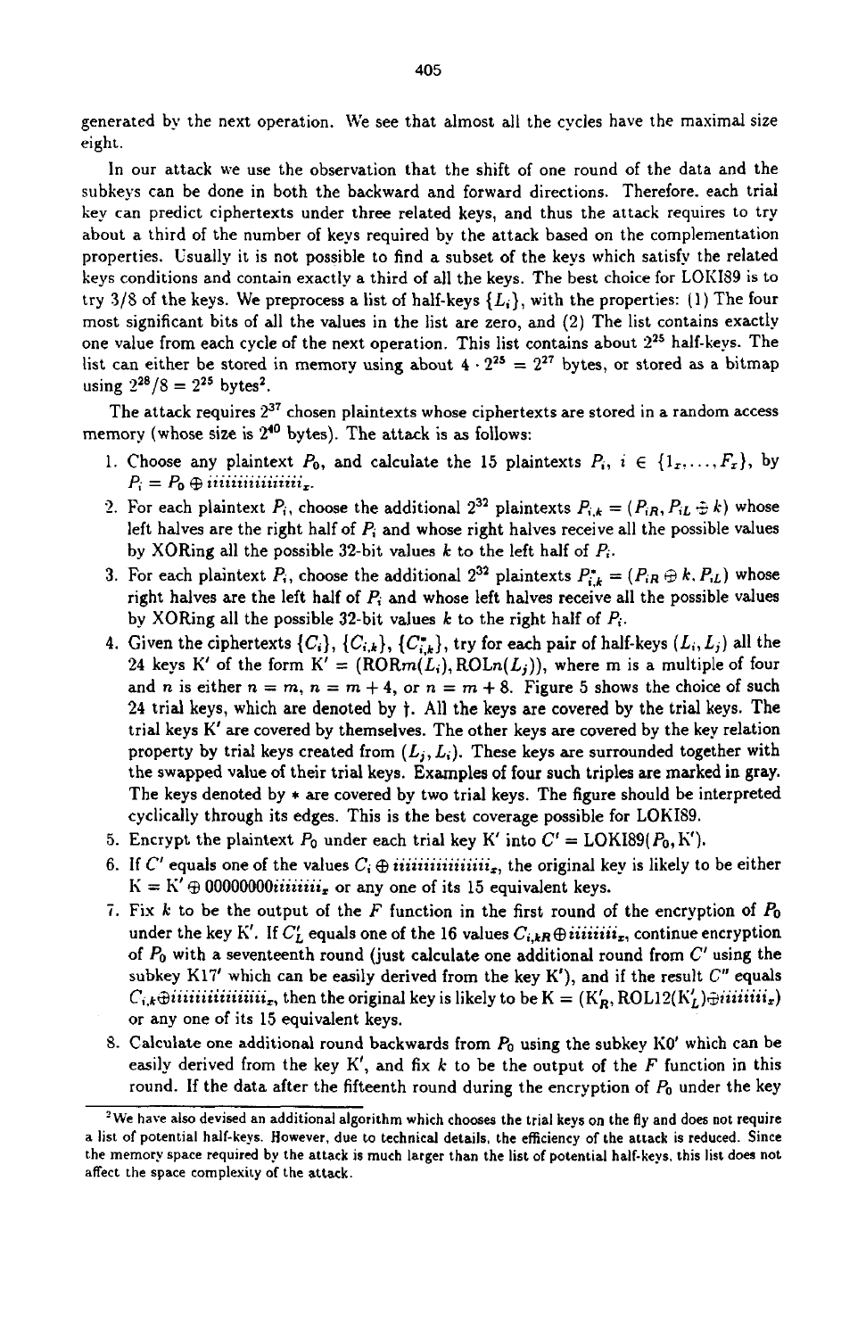generated by the next operation. We see that almost all the cycles have the maximal size eight.

In our attack we use the observation that the shift of one round of the data and the subkeys can be done in both the backward and forward directions. Therefore, each trial key can predict ciphertexts under three related keys, and thus the attack requires to try about a third of the number of keys required by the attack based on the complementation properties. Usually it is not possible to find a subset of the keys which satisfy the related keys conditions and contain exactly a third of all the keys. The best choice for LOKI89 is to try 3/8 of the keys. We preprocess a list of half-keys $\{L_i\}$, with the properties: (1) The four most significant bits of all the values in the list are zero, and (2) The list contains exactly one value from each cycle of the next operation. This list contains about $2^{25}$ half-keys. The list can either be stored in memory using about $4 \cdot 2^{25} = 2^{27}$ bytes, or stored as a bitmap using $2^{28}/8 = 2^{25}$ bytes[2].

The attack requires $2^{37}$ chosen plaintexts whose ciphertexts are stored in a random access memory (whose size is $2^{40}$ bytes). The attack is as follows:

1. Choose any plaintext $P_0$, and calculate the 15 plaintexts $P_i$, $i \in \{1_x, \ldots, F_x\}$, by $P_i = P_0 \oplus iiiiiiiiiiiiiiii_x$.
2. For each plaintext $P_i$, choose the additional $2^{32}$ plaintexts $P_{i,k} = (P_{iR}, P_{iL} \oplus k)$ whose left halves are the right half of $P_i$ and whose right halves receive all the possible values by XORing all the possible 32-bit values $k$ to the left half of $P_i$.
3. For each plaintext $P_i$, choose the additional $2^{32}$ plaintexts $P^*_{i,k} = (P_{iR} \oplus k, P_{iL})$ whose right halves are the left half of $P_i$ and whose left halves receive all the possible values by XORing all the possible 32-bit values $k$ to the right half of $P_i$.
4. Given the ciphertexts $\{C_i\}$, $\{C_{i,k}\}$, $\{C^*_{i,k}\}$, try for each pair of half-keys $(L_i, L_j)$ all the 24 keys K′ of the form $K' = (\text{ROR}m(L_i), \text{ROL}n(L_j))$, where m is a multiple of four and n is either $n = m$, $n = m + 4$, or $n = m + 8$. Figure 5 shows the choice of such 24 trial keys, which are denoted by †. All the keys are covered by the trial keys. The trial keys K′ are covered by themselves. The other keys are covered by the key relation property by trial keys created from $(L_j, L_i)$. These keys are surrounded together with the swapped value of their trial keys. Examples of four such triples are marked in gray. The keys denoted by * are covered by two trial keys. The figure should be interpreted cyclically through its edges. This is the best coverage possible for LOKI89.
5. Encrypt the plaintext $P_0$ under each trial key K′ into $C' = \text{LOKI89}(P_0, K')$.
6. If $C'$ equals one of the values $C_i \oplus iiiiiiiiiiiiiiii_x$, the original key is likely to be either $K = K' \oplus 00000000iiiiiiii_x$ or any one of its 15 equivalent keys.
7. Fix $k$ to be the output of the $F$ function in the first round of the encryption of $P_0$ under the key K′. If $C'_L$ equals one of the 16 values $C_{i,kR} \oplus iiiiiiii_x$, continue encryption of $P_0$ with a seventeenth round (just calculate one additional round from $C'$ using the subkey K17′ which can be easily derived from the key K′), and if the result $C''$ equals $C_{i,k} \oplus iiiiiiiiiiiiiiii_x$, then the original key is likely to be $K = (K'_R, \text{ROL}12(K'_L) \oplus iiiiiiii_x)$ or any one of its 15 equivalent keys.
8. Calculate one additional round backwards from $P_0$ using the subkey K0′ which can be easily derived from the key K′, and fix $k$ to be the output of the $F$ function in this round. If the data after the fifteenth round during the encryption of $P_0$ under the key

[2] We have also devised an additional algorithm which chooses the trial keys on the fly and does not require a list of potential half-keys. However, due to technical details, the efficiency of the attack is reduced. Since the memory space required by the attack is much larger than the list of potential half-keys, this list does not affect the space complexity of the attack.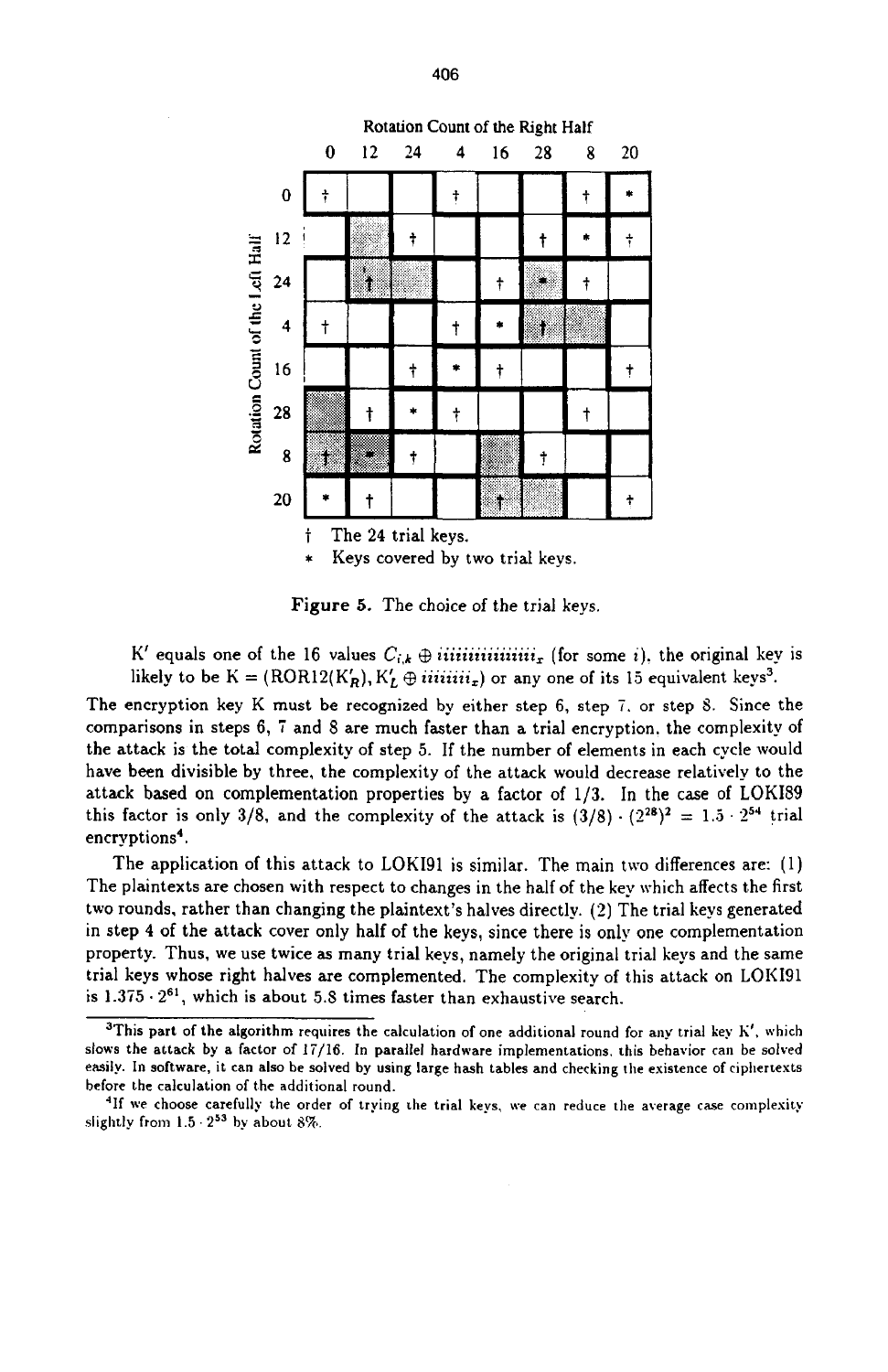Rotation Count of the Right Half

| Rotation Count of the Left Half | 0 | 12 | 24 | 4 | 16 | 28 | 8 | 20 |
|---|---|---|---|---|---|---|---|---|
| 0 | † | | | † | | | † | * |
| 12 | | | † | | | † | * | † |
| 24 | | † | | | † | * | † | |
| 4 | † | | | † | * | † | | |
| 16 | | | † | * | † | | | † |
| 28 | | † | * | † | | | † | |
| 8 | † | * | † | | | † | | |
| 20 | * | † | | | † | | | † |

† The 24 trial keys.
* Keys covered by two trial keys.

**Figure 5.** The choice of the trial keys.

K′ equals one of the 16 values $C_{i,k} \oplus iiiiiiiiiiiiiii_x$ (for some $i$), the original key is likely to be $K = (\text{ROR12}(K'_R), K'_L \oplus iiiiiii_x)$ or any one of its 15 equivalent keys[3].

The encryption key K must be recognized by either step 6, step 7, or step 8. Since the comparisons in steps 6, 7 and 8 are much faster than a trial encryption, the complexity of the attack is the total complexity of step 5. If the number of elements in each cycle would have been divisible by three, the complexity of the attack would decrease relatively to the attack based on complementation properties by a factor of 1/3. In the case of LOKI89 this factor is only 3/8, and the complexity of the attack is $(3/8) \cdot (2^{28})^2 = 1.5 \cdot 2^{54}$ trial encryptions[4].

The application of this attack to LOKI91 is similar. The main two differences are: (1) The plaintexts are chosen with respect to changes in the half of the key which affects the first two rounds, rather than changing the plaintext's halves directly. (2) The trial keys generated in step 4 of the attack cover only half of the keys, since there is only one complementation property. Thus, we use twice as many trial keys, namely the original trial keys and the same trial keys whose right halves are complemented. The complexity of this attack on LOKI91 is $1.375 \cdot 2^{61}$, which is about 5.8 times faster than exhaustive search.

[3] This part of the algorithm requires the calculation of one additional round for any trial key K′, which slows the attack by a factor of 17/16. In parallel hardware implementations, this behavior can be solved easily. In software, it can also be solved by using large hash tables and checking the existence of ciphertexts before the calculation of the additional round.

[4] If we choose carefully the order of trying the trial keys, we can reduce the average case complexity slightly from $1.5 \cdot 2^{53}$ by about 8%.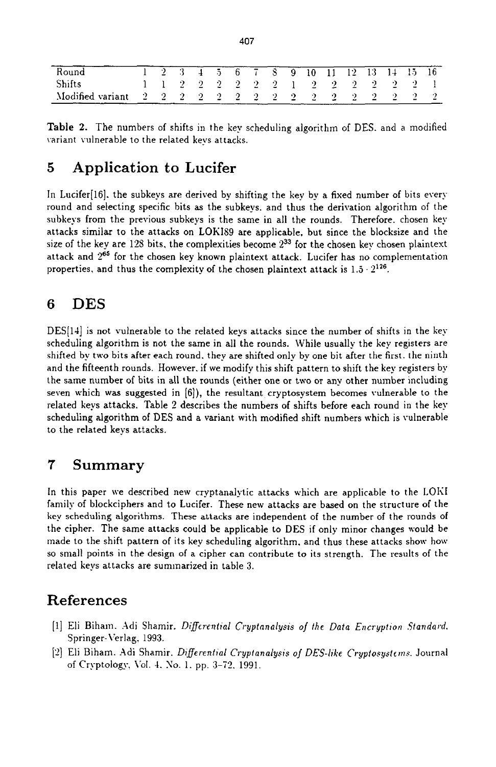| Round | 1 | 2 | 3 | 4 | 5 | 6 | 7 | 8 | 9 | 10 | 11 | 12 | 13 | 14 | 15 | 16 |
|---|---|---|---|---|---|---|---|---|---|---|---|---|---|---|---|---|
| Shifts | 1 | 1 | 2 | 2 | 2 | 2 | 2 | 2 | 1 | 2 | 2 | 2 | 2 | 2 | 2 | 1 |
| Modified variant | 2 | 2 | 2 | 2 | 2 | 2 | 2 | 2 | 2 | 2 | 2 | 2 | 2 | 2 | 2 | 2 |

**Table 2.** The numbers of shifts in the key scheduling algorithm of DES, and a modified variant vulnerable to the related keys attacks.

## 5 Application to Lucifer

In Lucifer[16], the subkeys are derived by shifting the key by a fixed number of bits every round and selecting specific bits as the subkeys, and thus the derivation algorithm of the subkeys from the previous subkeys is the same in all the rounds. Therefore, chosen key attacks similar to the attacks on LOKI89 are applicable, but since the blocksize and the size of the key are 128 bits, the complexities become $2^{33}$ for the chosen key chosen plaintext attack and $2^{65}$ for the chosen key known plaintext attack. Lucifer has no complementation properties, and thus the complexity of the chosen plaintext attack is $1.5 \cdot 2^{126}$.

## 6 DES

DES[14] is not vulnerable to the related keys attacks since the number of shifts in the key scheduling algorithm is not the same in all the rounds. While usually the key registers are shifted by two bits after each round, they are shifted only by one bit after the first, the ninth and the fifteenth rounds. However, if we modify this shift pattern to shift the key registers by the same number of bits in all the rounds (either one or two or any other number including seven which was suggested in [6]), the resultant cryptosystem becomes vulnerable to the related keys attacks. Table 2 describes the numbers of shifts before each round in the key scheduling algorithm of DES and a variant with modified shift numbers which is vulnerable to the related keys attacks.

## 7 Summary

In this paper we described new cryptanalytic attacks which are applicable to the LOKI family of blockciphers and to Lucifer. These new attacks are based on the structure of the key scheduling algorithms. These attacks are independent of the number of the rounds of the cipher. The same attacks could be applicable to DES if only minor changes would be made to the shift pattern of its key scheduling algorithm, and thus these attacks show how so small points in the design of a cipher can contribute to its strength. The results of the related keys attacks are summarized in table 3.

## References

[1] Eli Biham, Adi Shamir. *Differential Cryptanalysis of the Data Encryption Standard*. Springer-Verlag, 1993.

[2] Eli Biham, Adi Shamir. *Differential Cryptanalysis of DES-like Cryptosystems*. Journal of Cryptology, Vol. 4, No. 1, pp. 3–72, 1991.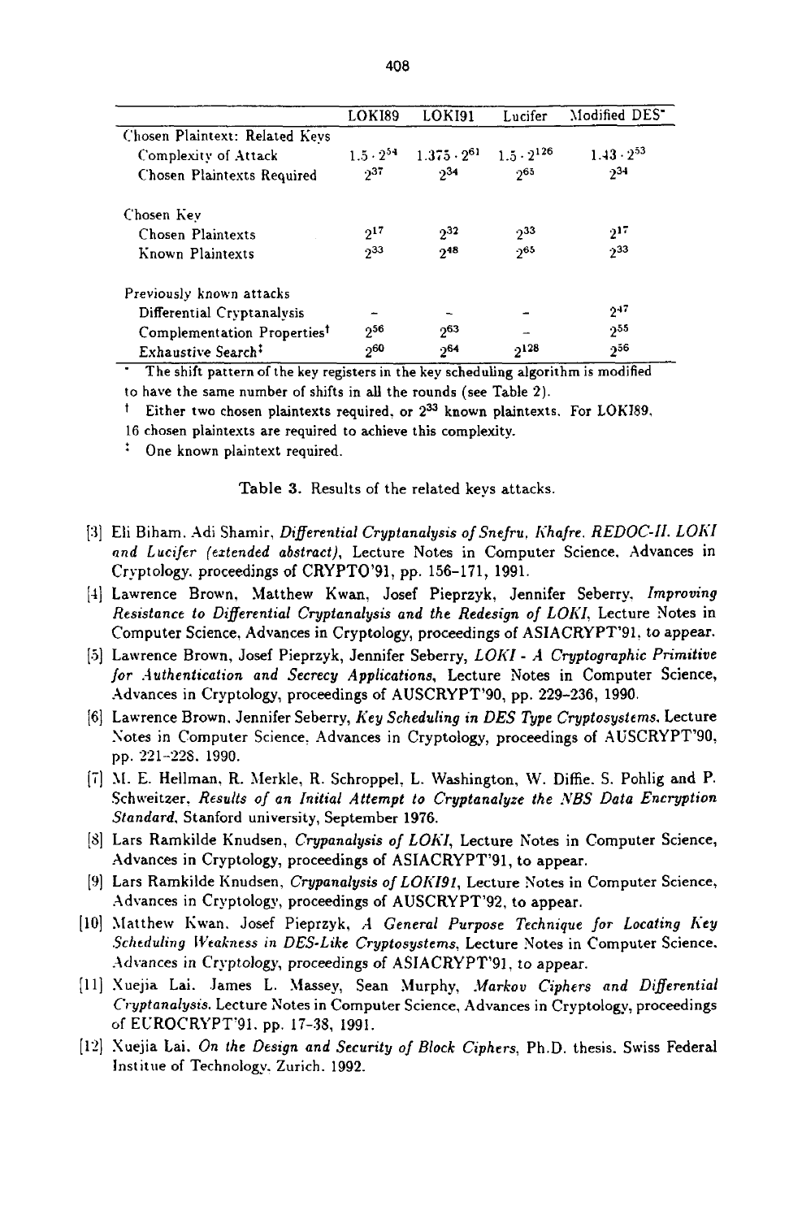|  | LOKI89 | LOKI91 | Lucifer | Modified DES* |
|---|---|---|---|---|
| Chosen Plaintext: Related Keys |  |  |  |  |
| Complexity of Attack | $1.5 \cdot 2^{54}$ | $1.375 \cdot 2^{61}$ | $1.5 \cdot 2^{126}$ | $1.43 \cdot 2^{53}$ |
| Chosen Plaintexts Required | $2^{37}$ | $2^{34}$ | $2^{65}$ | $2^{34}$ |
| Chosen Key |  |  |  |  |
| Chosen Plaintexts | $2^{17}$ | $2^{32}$ | $2^{33}$ | $2^{17}$ |
| Known Plaintexts | $2^{33}$ | $2^{48}$ | $2^{65}$ | $2^{33}$ |
| Previously known attacks |  |  |  |  |
| Differential Cryptanalysis | - | - | - | $2^{47}$ |
| Complementation Properties† | $2^{56}$ | $2^{63}$ | - | $2^{55}$ |
| Exhaustive Search‡ | $2^{60}$ | $2^{64}$ | $2^{128}$ | $2^{56}$ |

\* The shift pattern of the key registers in the key scheduling algorithm is modified to have the same number of shifts in all the rounds (see Table 2).

† Either two chosen plaintexts required, or $2^{33}$ known plaintexts. For LOKI89, 16 chosen plaintexts are required to achieve this complexity.

‡ One known plaintext required.

Table 3. Results of the related keys attacks.

[3] Eli Biham, Adi Shamir, *Differential Cryptanalysis of Snefru, Khafre, REDOC-II, LOKI and Lucifer (extended abstract)*, Lecture Notes in Computer Science, Advances in Cryptology, proceedings of CRYPTO'91, pp. 156–171, 1991.

[4] Lawrence Brown, Matthew Kwan, Josef Pieprzyk, Jennifer Seberry, *Improving Resistance to Differential Cryptanalysis and the Redesign of LOKI*, Lecture Notes in Computer Science, Advances in Cryptology, proceedings of ASIACRYPT'91, to appear.

[5] Lawrence Brown, Josef Pieprzyk, Jennifer Seberry, *LOKI - A Cryptographic Primitive for Authentication and Secrecy Applications*, Lecture Notes in Computer Science, Advances in Cryptology, proceedings of AUSCRYPT'90, pp. 229–236, 1990.

[6] Lawrence Brown, Jennifer Seberry, *Key Scheduling in DES Type Cryptosystems*, Lecture Notes in Computer Science, Advances in Cryptology, proceedings of AUSCRYPT'90, pp. 221–228, 1990.

[7] M. E. Hellman, R. Merkle, R. Schroppel, L. Washington, W. Diffie, S. Pohlig and P. Schweitzer, *Results of an Initial Attempt to Cryptanalyze the NBS Data Encryption Standard*, Stanford university, September 1976.

[8] Lars Ramkilde Knudsen, *Crypanalysis of LOKI*, Lecture Notes in Computer Science, Advances in Cryptology, proceedings of ASIACRYPT'91, to appear.

[9] Lars Ramkilde Knudsen, *Crypanalysis of LOKI91*, Lecture Notes in Computer Science, Advances in Cryptology, proceedings of AUSCRYPT'92, to appear.

[10] Matthew Kwan, Josef Pieprzyk, *A General Purpose Technique for Locating Key Scheduling Weakness in DES-Like Cryptosystems*, Lecture Notes in Computer Science, Advances in Cryptology, proceedings of ASIACRYPT'91, to appear.

[11] Xuejia Lai, James L. Massey, Sean Murphy, *Markov Ciphers and Differential Cryptanalysis*, Lecture Notes in Computer Science, Advances in Cryptology, proceedings of EUROCRYPT'91, pp. 17–38, 1991.

[12] Xuejia Lai, *On the Design and Security of Block Ciphers*, Ph.D. thesis, Swiss Federal Institue of Technology, Zurich, 1992.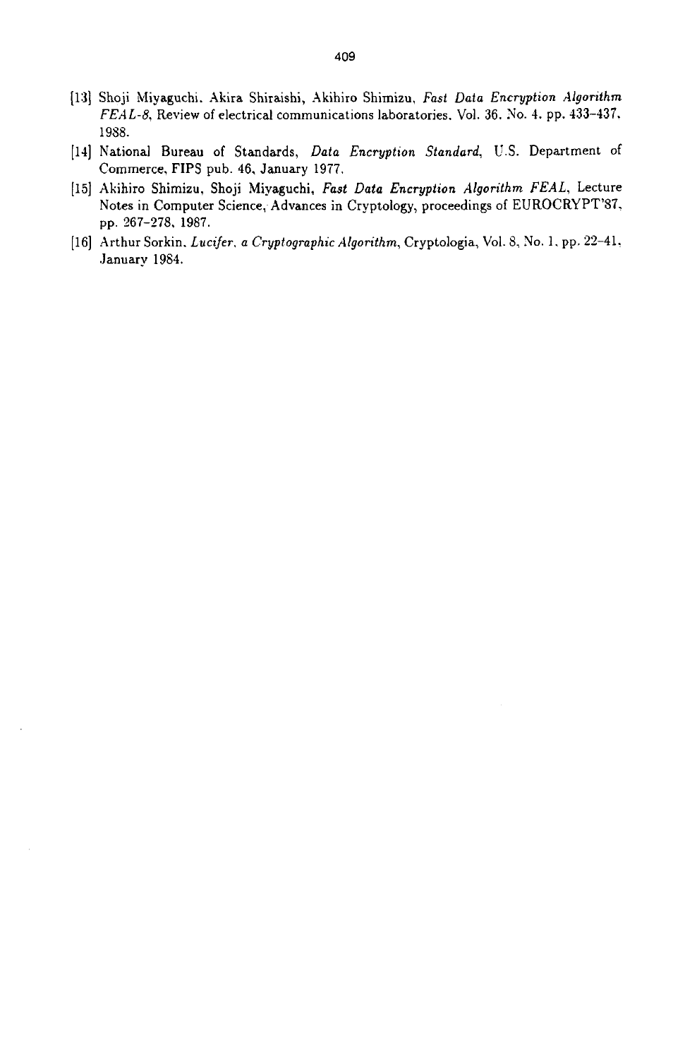[13] Shoji Miyaguchi, Akira Shiraishi, Akihiro Shimizu, *Fast Data Encryption Algorithm FEAL-8*, Review of electrical communications laboratories, Vol. 36, No. 4, pp. 433–437, 1988.

[14] National Bureau of Standards, *Data Encryption Standard*, U.S. Department of Commerce, FIPS pub. 46, January 1977.

[15] Akihiro Shimizu, Shoji Miyaguchi, *Fast Data Encryption Algorithm FEAL*, Lecture Notes in Computer Science, Advances in Cryptology, proceedings of EUROCRYPT'87, pp. 267–278, 1987.

[16] Arthur Sorkin, *Lucifer, a Cryptographic Algorithm*, Cryptologia, Vol. 8, No. 1, pp. 22–41, January 1984.